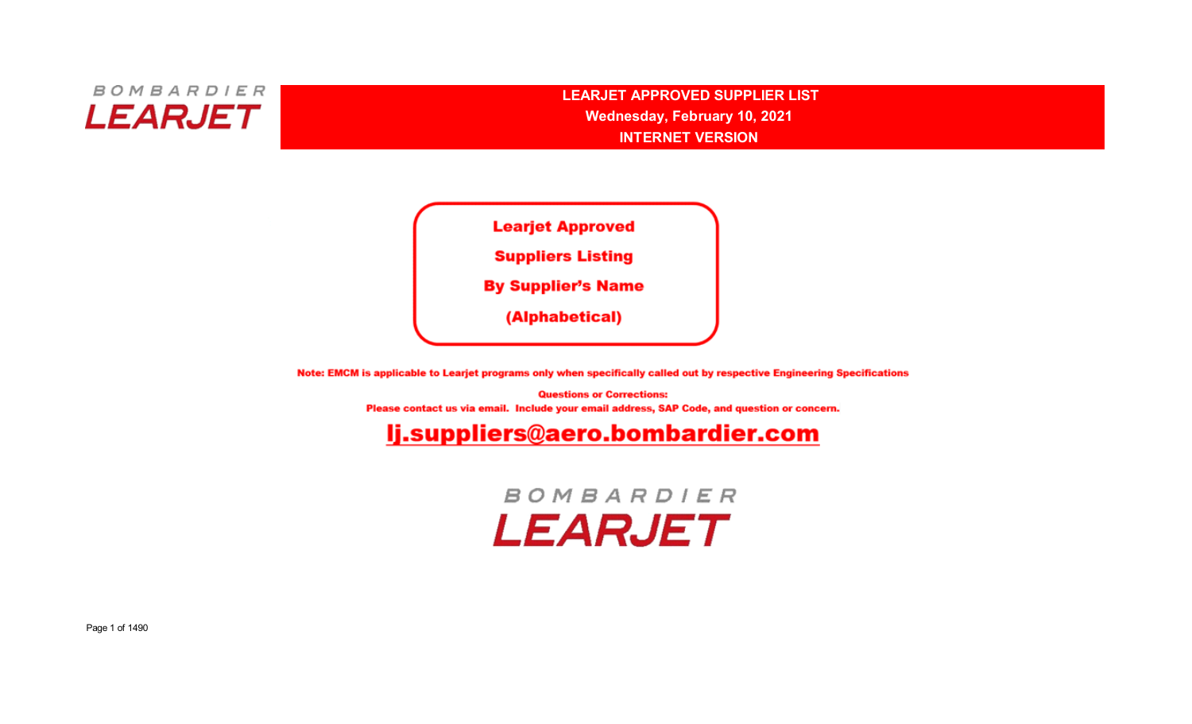BOMBARDIER LEARJET

# LEARJET APPROVED SUPPLIER LIST

**Wednesday, February 10, 2021**

**INTERNET VERSION**

## Learjet Approved Suppliers Listing By Supplier's Name (Alphabetical)

**Note: EMCM is applicable to Learjet programs only when specifically called out by respective Engineering Specifications**

**Questions or Corrections:**

**Please contact us via email. Include your email address, SAP Code, and question or concern.**

**lj.suppliers@aero.bombardier.com**

BOMBARDIER LEARJET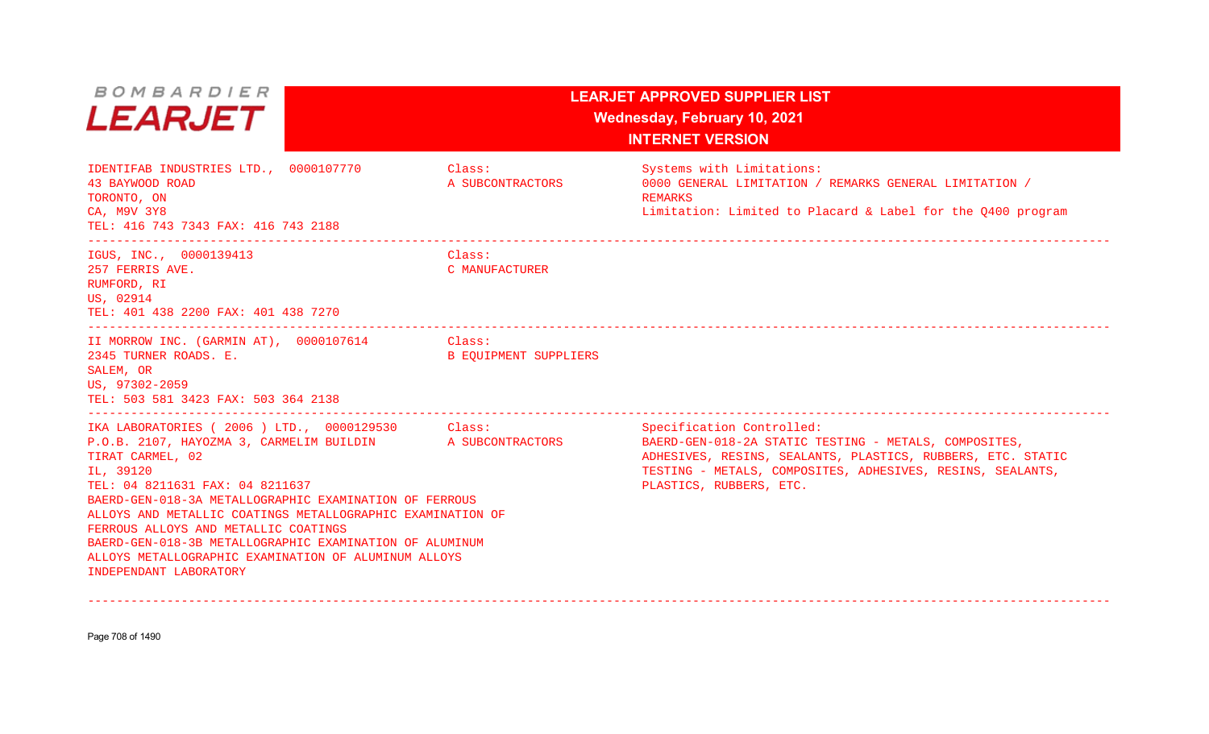IDENTIFAB INDUSTRIES LTD., 0000107770
43 BAYWOOD ROAD
TORONTO, ON
CA, M9V 3Y8
TEL: 416 743 7343 FAX: 416 743 2188

Class:
A SUBCONTRACTORS

Systems with Limitations:
0000 GENERAL LIMITATION / REMARKS GENERAL LIMITATION / REMARKS
Limitation: Limited to Placard & Label for the Q400 program

---

IGUS, INC., 0000139413
257 FERRIS AVE.
RUMFORD, RI
US, 02914
TEL: 401 438 2200 FAX: 401 438 7270

Class:
C MANUFACTURER

---

II MORROW INC. (GARMIN AT), 0000107614
2345 TURNER ROADS. E.
SALEM, OR
US, 97302-2059
TEL: 503 581 3423 FAX: 503 364 2138

Class:
B EQUIPMENT SUPPLIERS

---

IKA LABORATORIES ( 2006 ) LTD., 0000129530
P.O.B. 2107, HAYOZMA 3, CARMELIM BUILDIN
TIRAT CARMEL, 02
IL, 39120
TEL: 04 8211631 FAX: 04 8211637

Class:
A SUBCONTRACTORS

Specification Controlled:
BAERD-GEN-018-2A STATIC TESTING - METALS, COMPOSITES, ADHESIVES, RESINS, SEALANTS, PLASTICS, RUBBERS, ETC. STATIC TESTING - METALS, COMPOSITES, ADHESIVES, RESINS, SEALANTS, PLASTICS, RUBBERS, ETC.
BAERD-GEN-018-3A METALLOGRAPHIC EXAMINATION OF FERROUS ALLOYS AND METALLIC COATINGS METALLOGRAPHIC EXAMINATION OF FERROUS ALLOYS AND METALLIC COATINGS
BAERD-GEN-018-3B METALLOGRAPHIC EXAMINATION OF ALUMINUM ALLOYS METALLOGRAPHIC EXAMINATION OF ALUMINUM ALLOYS
INDEPENDANT LABORATORY

---